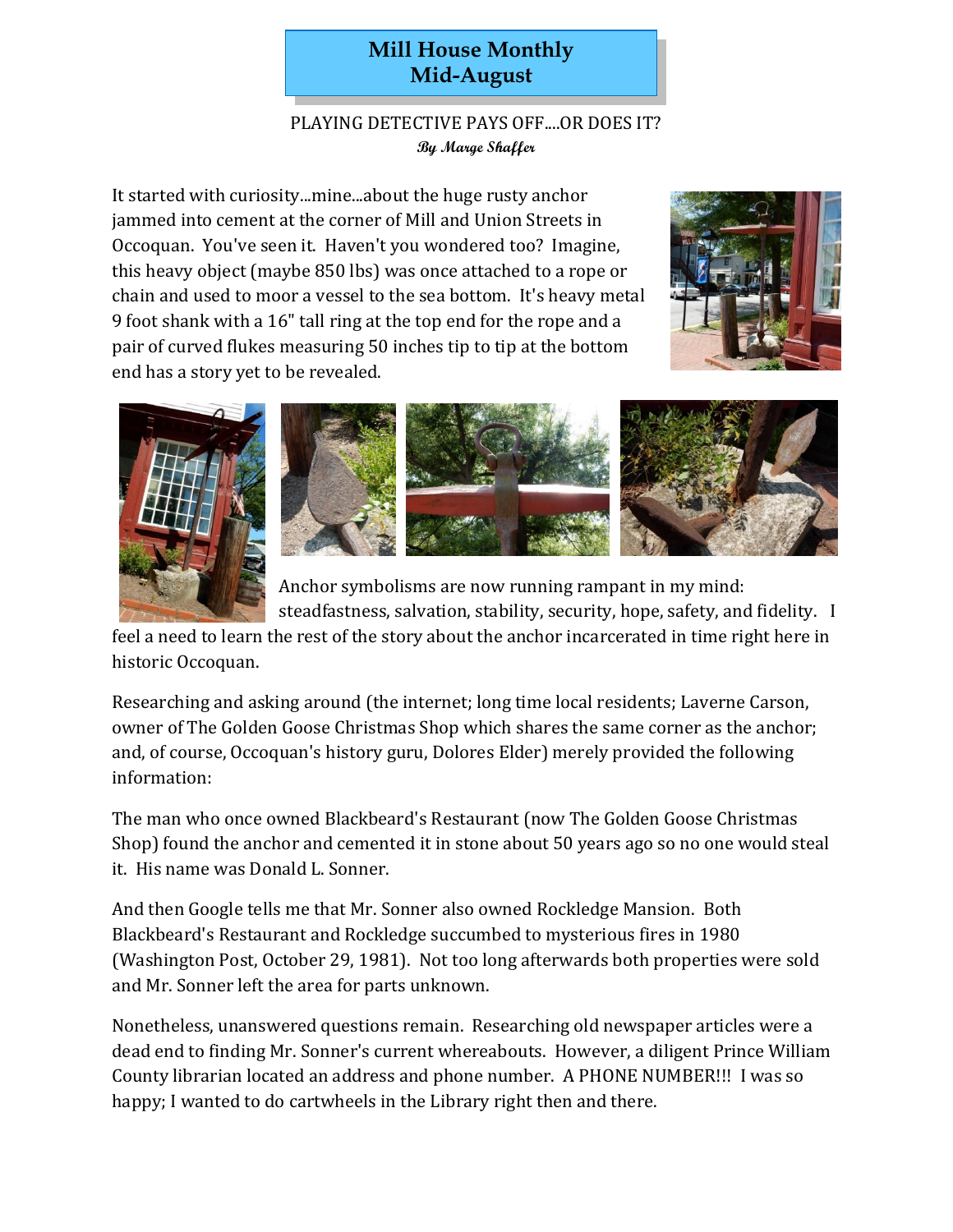# Mill House Monthly
# Mid-August

## PLAYING DETECTIVE PAYS OFF....OR DOES IT?

*By Marge Shaffer*

It started with curiosity...mine...about the huge rusty anchor jammed into cement at the corner of Mill and Union Streets in Occoquan. You've seen it. Haven't you wondered too? Imagine, this heavy object (maybe 850 lbs) was once attached to a rope or chain and used to moor a vessel to the sea bottom. It's heavy metal 9 foot shank with a 16" tall ring at the top end for the rope and a pair of curved flukes measuring 50 inches tip to tip at the bottom end has a story yet to be revealed.

Anchor symbolisms are now running rampant in my mind: steadfastness, salvation, stability, security, hope, safety, and fidelity. I feel a need to learn the rest of the story about the anchor incarcerated in time right here in historic Occoquan.

Researching and asking around (the internet; long time local residents; Laverne Carson, owner of The Golden Goose Christmas Shop which shares the same corner as the anchor; and, of course, Occoquan's history guru, Dolores Elder) merely provided the following information:

The man who once owned Blackbeard's Restaurant (now The Golden Goose Christmas Shop) found the anchor and cemented it in stone about 50 years ago so no one would steal it. His name was Donald L. Sonner.

And then Google tells me that Mr. Sonner also owned Rockledge Mansion. Both Blackbeard's Restaurant and Rockledge succumbed to mysterious fires in 1980 (Washington Post, October 29, 1981). Not too long afterwards both properties were sold and Mr. Sonner left the area for parts unknown.

Nonetheless, unanswered questions remain. Researching old newspaper articles were a dead end to finding Mr. Sonner's current whereabouts. However, a diligent Prince William County librarian located an address and phone number. A PHONE NUMBER!!! I was so happy; I wanted to do cartwheels in the Library right then and there.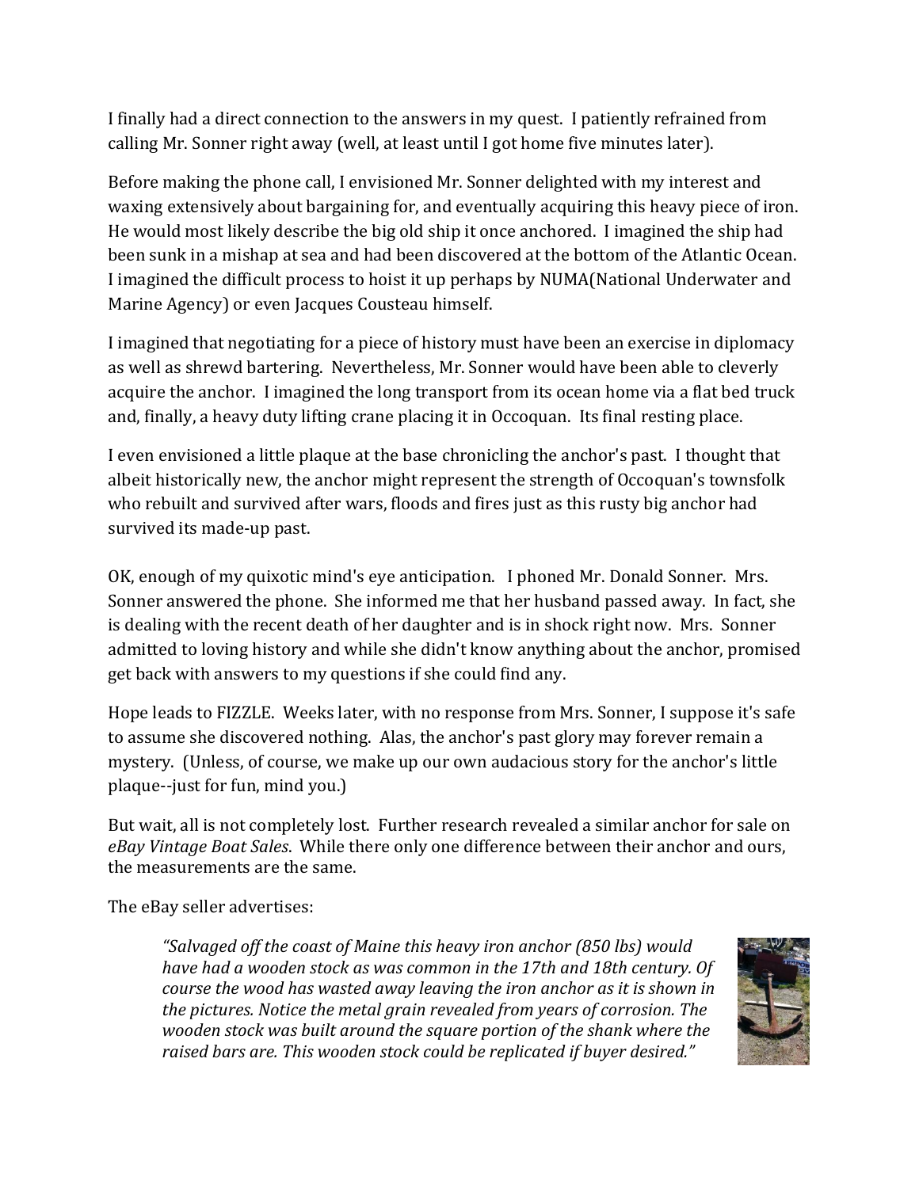I finally had a direct connection to the answers in my quest. I patiently refrained from calling Mr. Sonner right away (well, at least until I got home five minutes later).

Before making the phone call, I envisioned Mr. Sonner delighted with my interest and waxing extensively about bargaining for, and eventually acquiring this heavy piece of iron. He would most likely describe the big old ship it once anchored. I imagined the ship had been sunk in a mishap at sea and had been discovered at the bottom of the Atlantic Ocean. I imagined the difficult process to hoist it up perhaps by NUMA(National Underwater and Marine Agency) or even Jacques Cousteau himself.

I imagined that negotiating for a piece of history must have been an exercise in diplomacy as well as shrewd bartering. Nevertheless, Mr. Sonner would have been able to cleverly acquire the anchor. I imagined the long transport from its ocean home via a flat bed truck and, finally, a heavy duty lifting crane placing it in Occoquan. Its final resting place.

I even envisioned a little plaque at the base chronicling the anchor's past. I thought that albeit historically new, the anchor might represent the strength of Occoquan's townsfolk who rebuilt and survived after wars, floods and fires just as this rusty big anchor had survived its made-up past.

OK, enough of my quixotic mind's eye anticipation. I phoned Mr. Donald Sonner. Mrs. Sonner answered the phone. She informed me that her husband passed away. In fact, she is dealing with the recent death of her daughter and is in shock right now. Mrs. Sonner admitted to loving history and while she didn't know anything about the anchor, promised get back with answers to my questions if she could find any.

Hope leads to FIZZLE. Weeks later, with no response from Mrs. Sonner, I suppose it's safe to assume she discovered nothing. Alas, the anchor's past glory may forever remain a mystery. (Unless, of course, we make up our own audacious story for the anchor's little plaque--just for fun, mind you.)

But wait, all is not completely lost. Further research revealed a similar anchor for sale on *eBay Vintage Boat Sales*. While there only one difference between their anchor and ours, the measurements are the same.

The eBay seller advertises:

> *"Salvaged off the coast of Maine this heavy iron anchor (850 lbs) would have had a wooden stock as was common in the 17th and 18th century. Of course the wood has wasted away leaving the iron anchor as it is shown in the pictures. Notice the metal grain revealed from years of corrosion. The wooden stock was built around the square portion of the shank where the raised bars are. This wooden stock could be replicated if buyer desired."*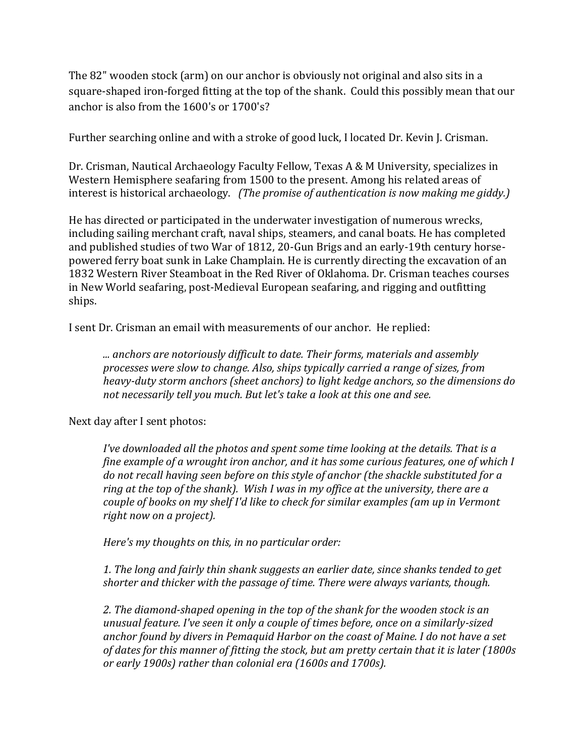The 82" wooden stock (arm) on our anchor is obviously not original and also sits in a square-shaped iron-forged fitting at the top of the shank. Could this possibly mean that our anchor is also from the 1600's or 1700's?

Further searching online and with a stroke of good luck, I located Dr. Kevin J. Crisman.

Dr. Crisman, Nautical Archaeology Faculty Fellow, Texas A & M University, specializes in Western Hemisphere seafaring from 1500 to the present. Among his related areas of interest is historical archaeology. *(The promise of authentication is now making me giddy.)*

He has directed or participated in the underwater investigation of numerous wrecks, including sailing merchant craft, naval ships, steamers, and canal boats. He has completed and published studies of two War of 1812, 20-Gun Brigs and an early-19th century horse-powered ferry boat sunk in Lake Champlain. He is currently directing the excavation of an 1832 Western River Steamboat in the Red River of Oklahoma. Dr. Crisman teaches courses in New World seafaring, post-Medieval European seafaring, and rigging and outfitting ships.

I sent Dr. Crisman an email with measurements of our anchor. He replied:

> *... anchors are notoriously difficult to date. Their forms, materials and assembly processes were slow to change. Also, ships typically carried a range of sizes, from heavy-duty storm anchors (sheet anchors) to light kedge anchors, so the dimensions do not necessarily tell you much. But let's take a look at this one and see.*

Next day after I sent photos:

> *I've downloaded all the photos and spent some time looking at the details. That is a fine example of a wrought iron anchor, and it has some curious features, one of which I do not recall having seen before on this style of anchor (the shackle substituted for a ring at the top of the shank). Wish I was in my office at the university, there are a couple of books on my shelf I'd like to check for similar examples (am up in Vermont right now on a project).*
>
> *Here's my thoughts on this, in no particular order:*
>
> *1. The long and fairly thin shank suggests an earlier date, since shanks tended to get shorter and thicker with the passage of time. There were always variants, though.*
>
> *2. The diamond-shaped opening in the top of the shank for the wooden stock is an unusual feature. I've seen it only a couple of times before, once on a similarly-sized anchor found by divers in Pemaquid Harbor on the coast of Maine. I do not have a set of dates for this manner of fitting the stock, but am pretty certain that it is later (1800s or early 1900s) rather than colonial era (1600s and 1700s).*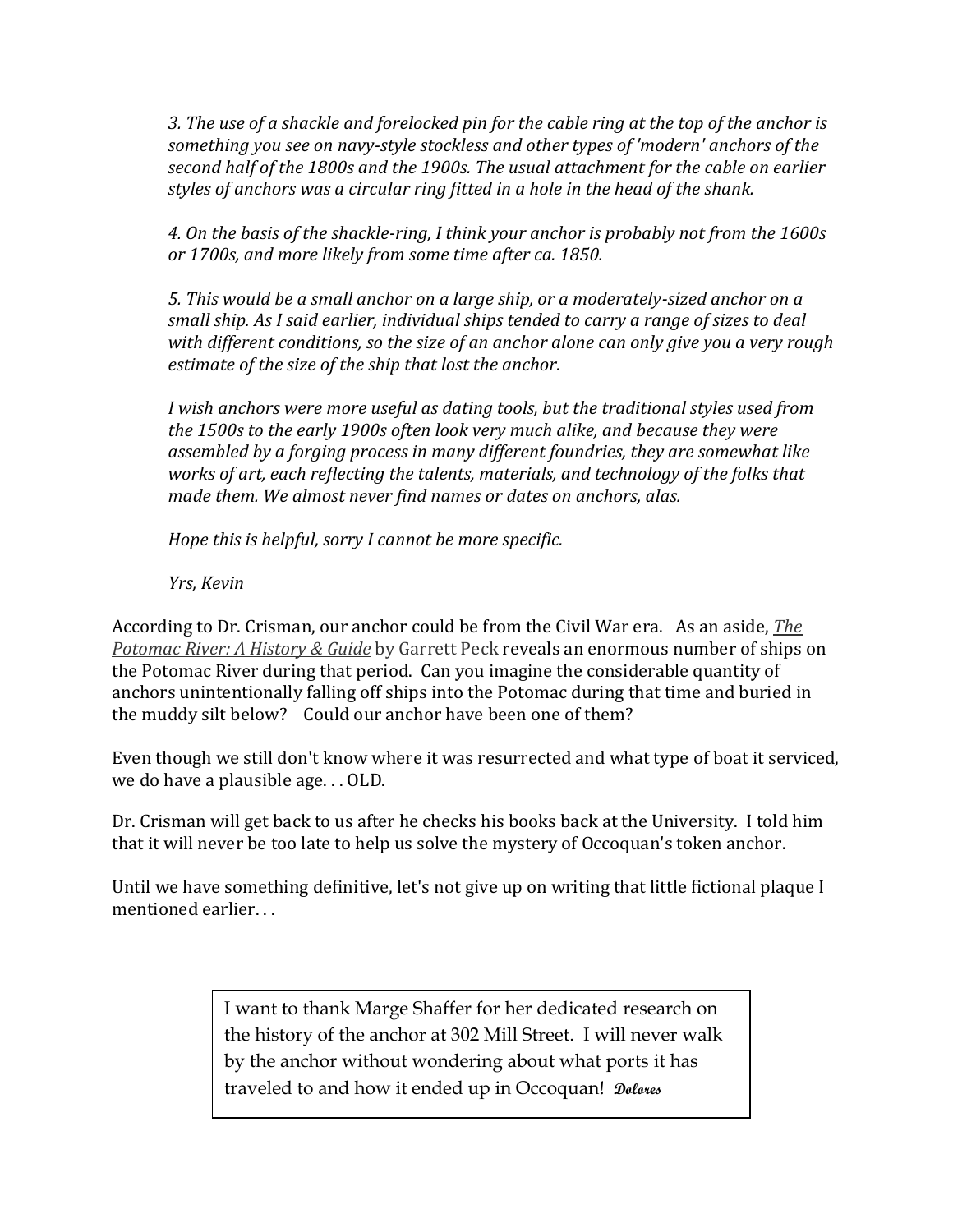*3. The use of a shackle and forelocked pin for the cable ring at the top of the anchor is something you see on navy-style stockless and other types of 'modern' anchors of the second half of the 1800s and the 1900s. The usual attachment for the cable on earlier styles of anchors was a circular ring fitted in a hole in the head of the shank.*

*4. On the basis of the shackle-ring, I think your anchor is probably not from the 1600s or 1700s, and more likely from some time after ca. 1850.*

*5. This would be a small anchor on a large ship, or a moderately-sized anchor on a small ship. As I said earlier, individual ships tended to carry a range of sizes to deal with different conditions, so the size of an anchor alone can only give you a very rough estimate of the size of the ship that lost the anchor.*

*I wish anchors were more useful as dating tools, but the traditional styles used from the 1500s to the early 1900s often look very much alike, and because they were assembled by a forging process in many different foundries, they are somewhat like works of art, each reflecting the talents, materials, and technology of the folks that made them. We almost never find names or dates on anchors, alas.*

*Hope this is helpful, sorry I cannot be more specific.*

*Yrs, Kevin*

According to Dr. Crisman, our anchor could be from the Civil War era. As an aside, *The Potomac River: A History & Guide* by Garrett Peck reveals an enormous number of ships on the Potomac River during that period. Can you imagine the considerable quantity of anchors unintentionally falling off ships into the Potomac during that time and buried in the muddy silt below? Could our anchor have been one of them?

Even though we still don't know where it was resurrected and what type of boat it serviced, we do have a plausible age. . . OLD.

Dr. Crisman will get back to us after he checks his books back at the University. I told him that it will never be too late to help us solve the mystery of Occoquan's token anchor.

Until we have something definitive, let's not give up on writing that little fictional plaque I mentioned earlier. . .

> I want to thank Marge Shaffer for her dedicated research on the history of the anchor at 302 Mill Street. I will never walk by the anchor without wondering about what ports it has traveled to and how it ended up in Occoquan! *Dolores*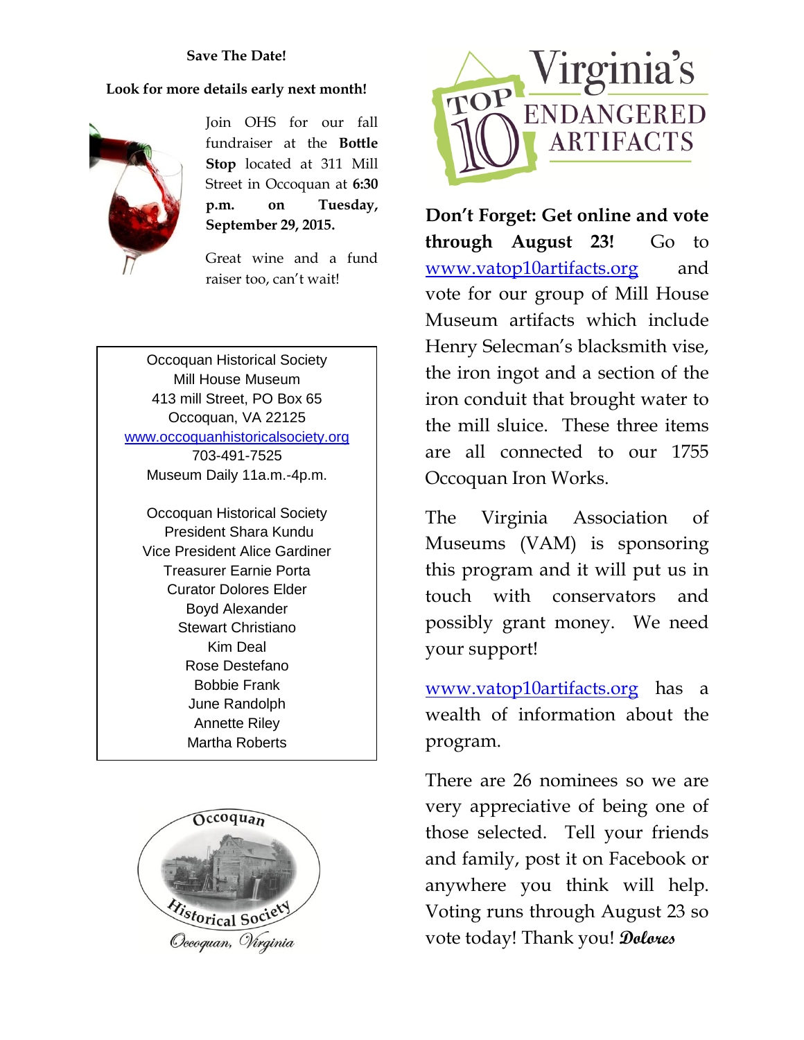**Save The Date!**

**Look for more details early next month!**

Join OHS for our fall fundraiser at the **Bottle Stop** located at 311 Mill Street in Occoquan at **6:30 p.m. on Tuesday, September 29, 2015.**

Great wine and a fund raiser too, can't wait!

Occoquan Historical Society
Mill House Museum
413 mill Street, PO Box 65
Occoquan, VA 22125
www.occoquanhistoricalsociety.org
703-491-7525
Museum Daily 11a.m.-4p.m.

Occoquan Historical Society
President Shara Kundu
Vice President Alice Gardiner
Treasurer Earnie Porta
Curator Dolores Elder
Boyd Alexander
Stewart Christiano
Kim Deal
Rose Destefano
Bobbie Frank
June Randolph
Annette Riley
Martha Roberts

Occoquan Historical Society
Occoquan, Virginia

Virginia's TOP 10 ENDANGERED ARTIFACTS

**Don't Forget: Get online and vote through August 23!** Go to www.vatop10artifacts.org and vote for our group of Mill House Museum artifacts which include Henry Selecman's blacksmith vise, the iron ingot and a section of the iron conduit that brought water to the mill sluice. These three items are all connected to our 1755 Occoquan Iron Works.

The Virginia Association of Museums (VAM) is sponsoring this program and it will put us in touch with conservators and possibly grant money. We need your support!

www.vatop10artifacts.org has a wealth of information about the program.

There are 26 nominees so we are very appreciative of being one of those selected. Tell your friends and family, post it on Facebook or anywhere you think will help. Voting runs through August 23 so vote today! Thank you! *Dolores*